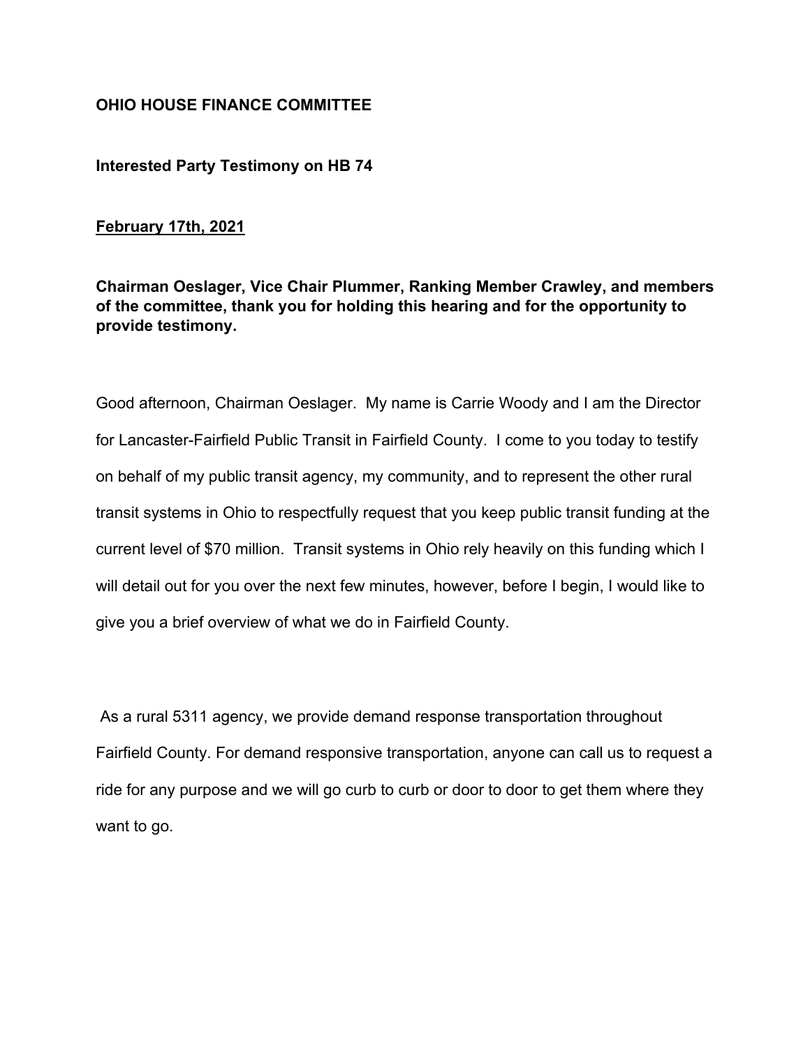**OHIO HOUSE FINANCE COMMITTEE**

**Interested Party Testimony on HB 74**

**<u>February 17th, 2021</u>**

**Chairman Oeslager, Vice Chair Plummer, Ranking Member Crawley, and members of the committee, thank you for holding this hearing and for the opportunity to provide testimony.**

Good afternoon, Chairman Oeslager. My name is Carrie Woody and I am the Director for Lancaster-Fairfield Public Transit in Fairfield County. I come to you today to testify on behalf of my public transit agency, my community, and to represent the other rural transit systems in Ohio to respectfully request that you keep public transit funding at the current level of $70 million. Transit systems in Ohio rely heavily on this funding which I will detail out for you over the next few minutes, however, before I begin, I would like to give you a brief overview of what we do in Fairfield County.

As a rural 5311 agency, we provide demand response transportation throughout Fairfield County. For demand responsive transportation, anyone can call us to request a ride for any purpose and we will go curb to curb or door to door to get them where they want to go.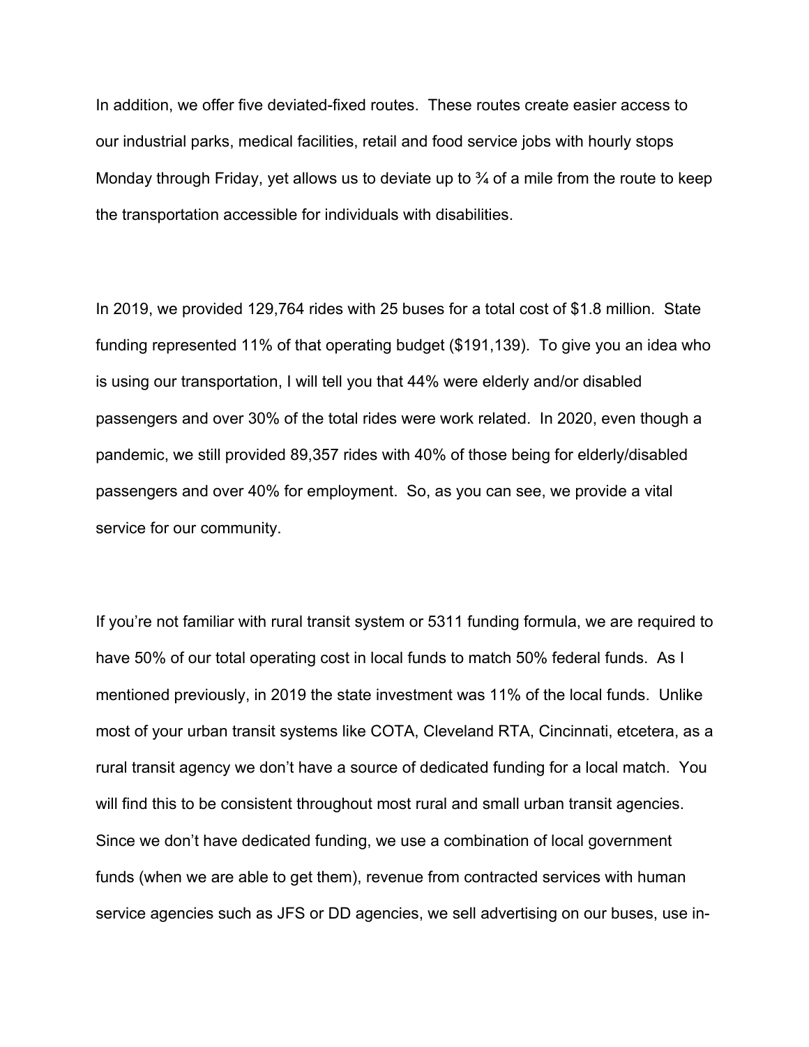In addition, we offer five deviated-fixed routes. These routes create easier access to our industrial parks, medical facilities, retail and food service jobs with hourly stops Monday through Friday, yet allows us to deviate up to ¾ of a mile from the route to keep the transportation accessible for individuals with disabilities.

In 2019, we provided 129,764 rides with 25 buses for a total cost of $1.8 million. State funding represented 11% of that operating budget ($191,139). To give you an idea who is using our transportation, I will tell you that 44% were elderly and/or disabled passengers and over 30% of the total rides were work related. In 2020, even though a pandemic, we still provided 89,357 rides with 40% of those being for elderly/disabled passengers and over 40% for employment. So, as you can see, we provide a vital service for our community.

If you're not familiar with rural transit system or 5311 funding formula, we are required to have 50% of our total operating cost in local funds to match 50% federal funds. As I mentioned previously, in 2019 the state investment was 11% of the local funds. Unlike most of your urban transit systems like COTA, Cleveland RTA, Cincinnati, etcetera, as a rural transit agency we don't have a source of dedicated funding for a local match. You will find this to be consistent throughout most rural and small urban transit agencies. Since we don't have dedicated funding, we use a combination of local government funds (when we are able to get them), revenue from contracted services with human service agencies such as JFS or DD agencies, we sell advertising on our buses, use in-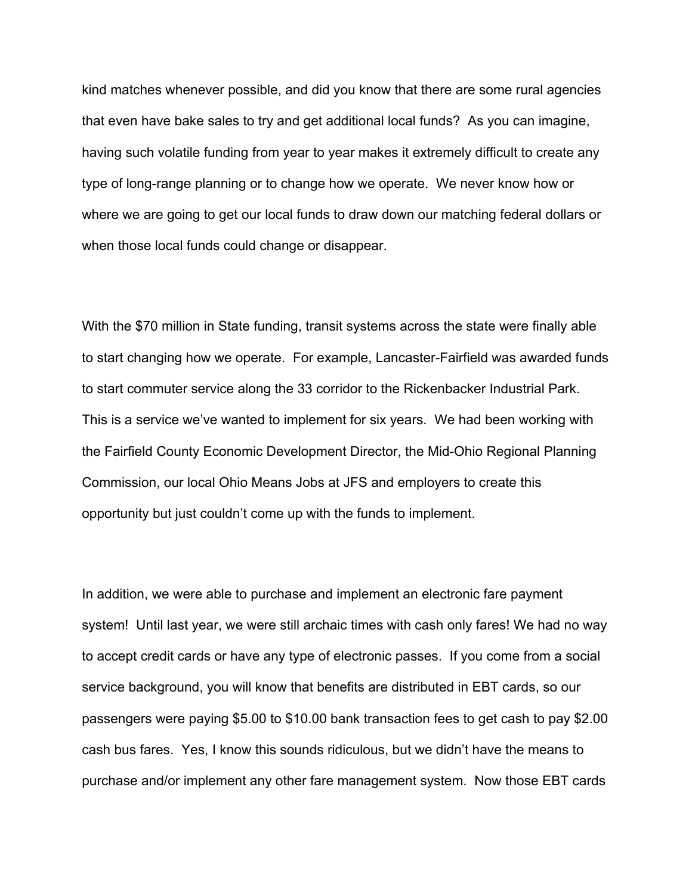kind matches whenever possible, and did you know that there are some rural agencies that even have bake sales to try and get additional local funds? As you can imagine, having such volatile funding from year to year makes it extremely difficult to create any type of long-range planning or to change how we operate. We never know how or where we are going to get our local funds to draw down our matching federal dollars or when those local funds could change or disappear.

With the $70 million in State funding, transit systems across the state were finally able to start changing how we operate. For example, Lancaster-Fairfield was awarded funds to start commuter service along the 33 corridor to the Rickenbacker Industrial Park. This is a service we've wanted to implement for six years. We had been working with the Fairfield County Economic Development Director, the Mid-Ohio Regional Planning Commission, our local Ohio Means Jobs at JFS and employers to create this opportunity but just couldn't come up with the funds to implement.

In addition, we were able to purchase and implement an electronic fare payment system! Until last year, we were still archaic times with cash only fares! We had no way to accept credit cards or have any type of electronic passes. If you come from a social service background, you will know that benefits are distributed in EBT cards, so our passengers were paying $5.00 to $10.00 bank transaction fees to get cash to pay $2.00 cash bus fares. Yes, I know this sounds ridiculous, but we didn't have the means to purchase and/or implement any other fare management system. Now those EBT cards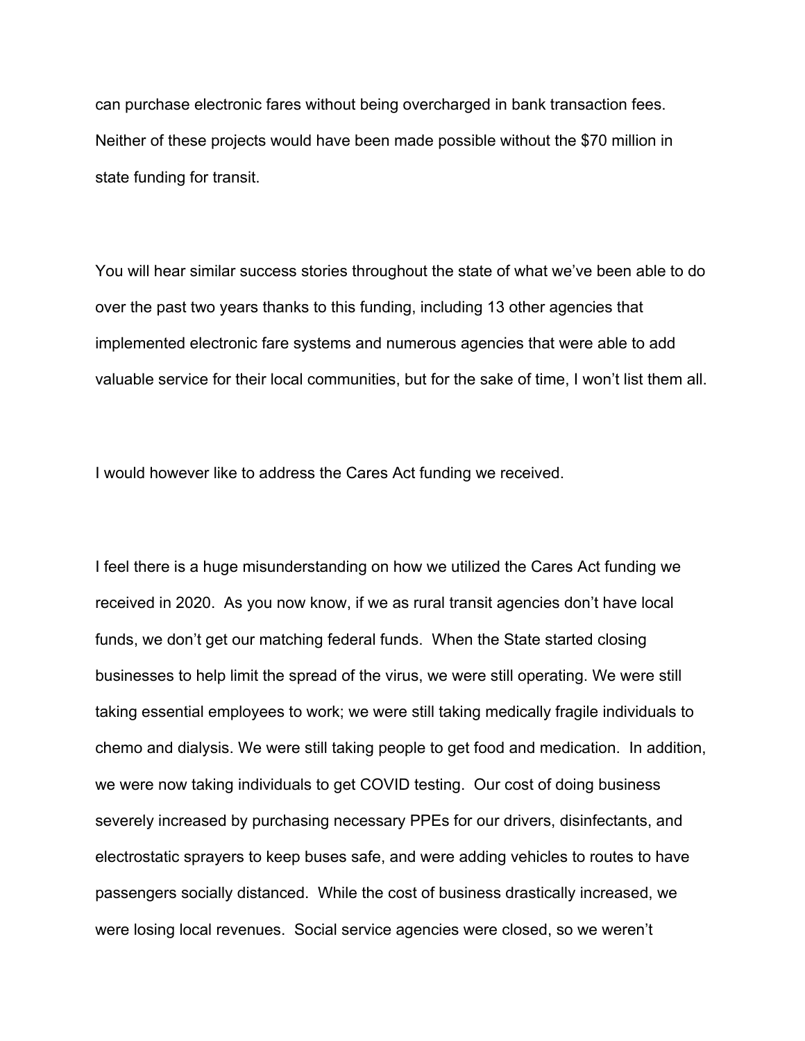can purchase electronic fares without being overcharged in bank transaction fees. Neither of these projects would have been made possible without the $70 million in state funding for transit.

You will hear similar success stories throughout the state of what we've been able to do over the past two years thanks to this funding, including 13 other agencies that implemented electronic fare systems and numerous agencies that were able to add valuable service for their local communities, but for the sake of time, I won't list them all.

I would however like to address the Cares Act funding we received.

I feel there is a huge misunderstanding on how we utilized the Cares Act funding we received in 2020. As you now know, if we as rural transit agencies don't have local funds, we don't get our matching federal funds. When the State started closing businesses to help limit the spread of the virus, we were still operating. We were still taking essential employees to work; we were still taking medically fragile individuals to chemo and dialysis. We were still taking people to get food and medication. In addition, we were now taking individuals to get COVID testing. Our cost of doing business severely increased by purchasing necessary PPEs for our drivers, disinfectants, and electrostatic sprayers to keep buses safe, and were adding vehicles to routes to have passengers socially distanced. While the cost of business drastically increased, we were losing local revenues. Social service agencies were closed, so we weren't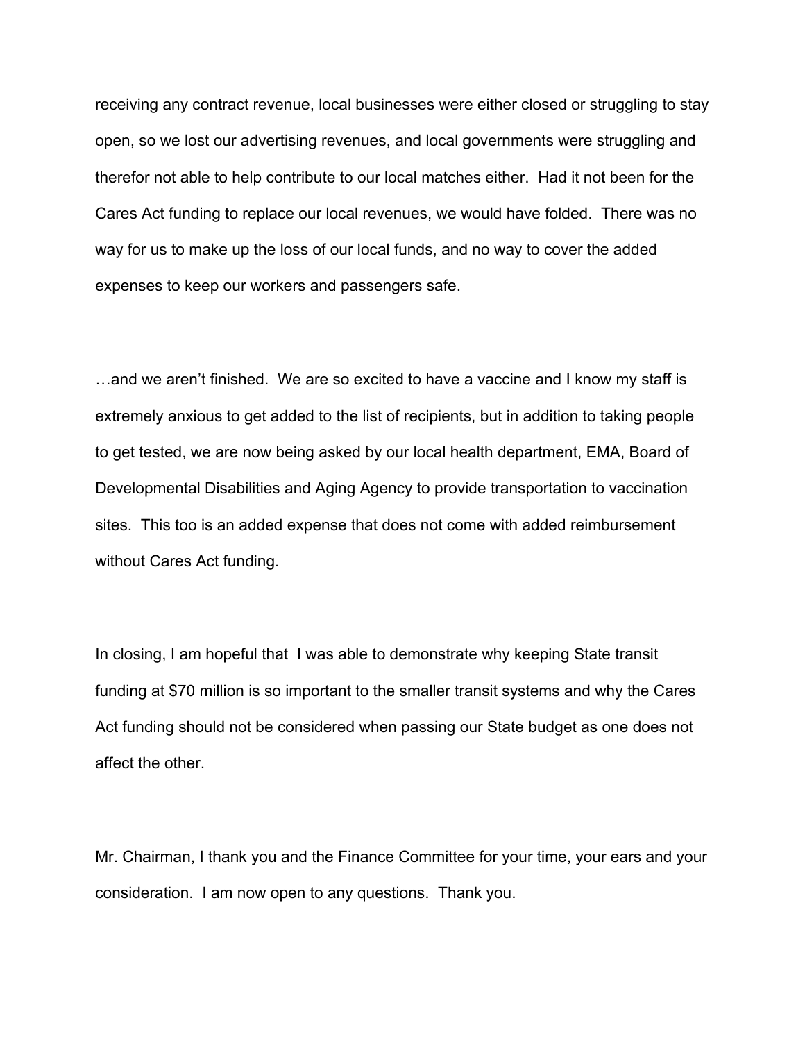receiving any contract revenue, local businesses were either closed or struggling to stay open, so we lost our advertising revenues, and local governments were struggling and therefor not able to help contribute to our local matches either. Had it not been for the Cares Act funding to replace our local revenues, we would have folded. There was no way for us to make up the loss of our local funds, and no way to cover the added expenses to keep our workers and passengers safe.

…and we aren't finished. We are so excited to have a vaccine and I know my staff is extremely anxious to get added to the list of recipients, but in addition to taking people to get tested, we are now being asked by our local health department, EMA, Board of Developmental Disabilities and Aging Agency to provide transportation to vaccination sites. This too is an added expense that does not come with added reimbursement without Cares Act funding.

In closing, I am hopeful that I was able to demonstrate why keeping State transit funding at $70 million is so important to the smaller transit systems and why the Cares Act funding should not be considered when passing our State budget as one does not affect the other.

Mr. Chairman, I thank you and the Finance Committee for your time, your ears and your consideration. I am now open to any questions. Thank you.